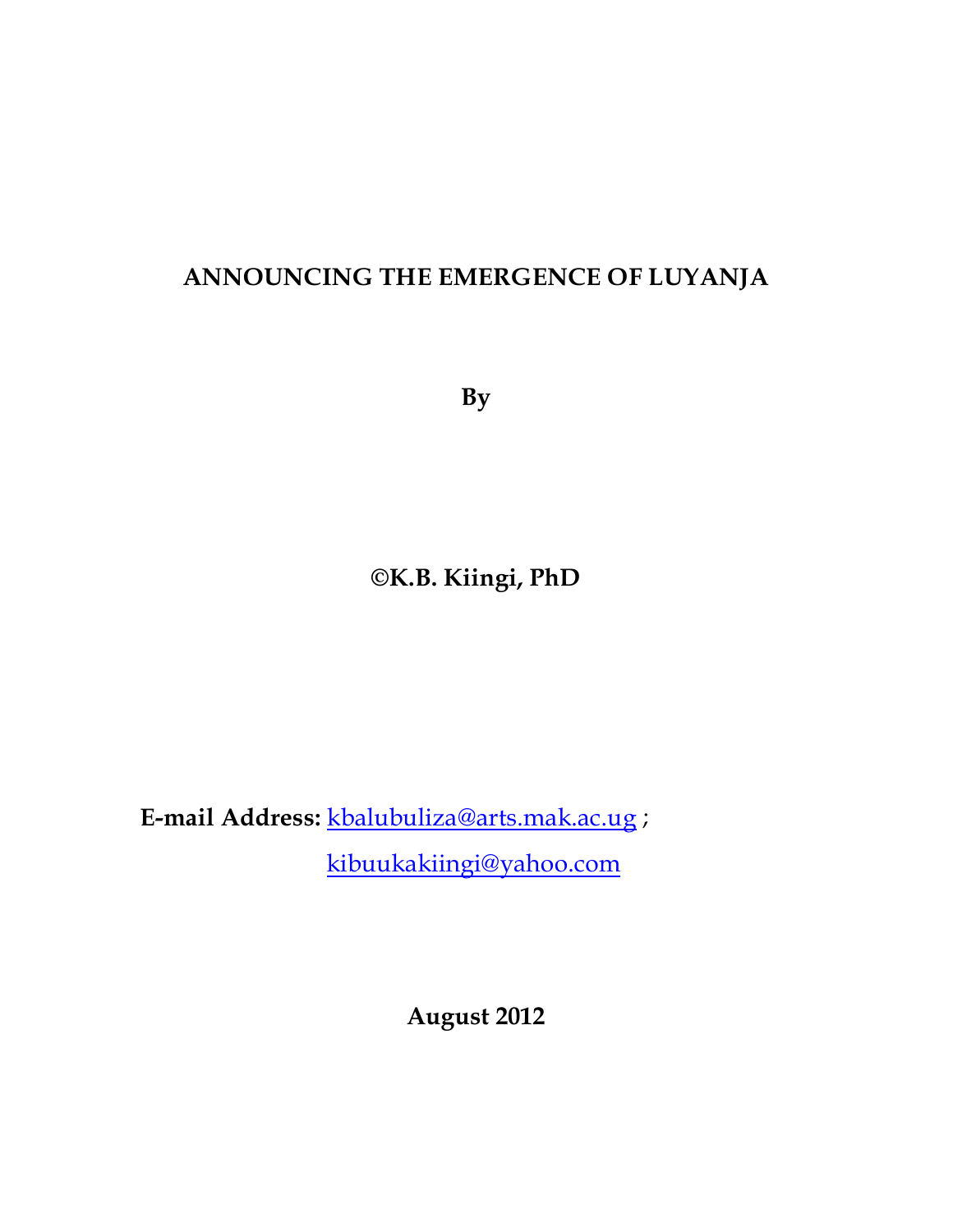# ANNOUNCING THE EMERGENCE OF LUYANJA

**By**

**©K.B. Kiingi, PhD**

**E-mail Address:** kbalubuliza@arts.mak.ac.ug ;
kibuukakiingi@yahoo.com

**August 2012**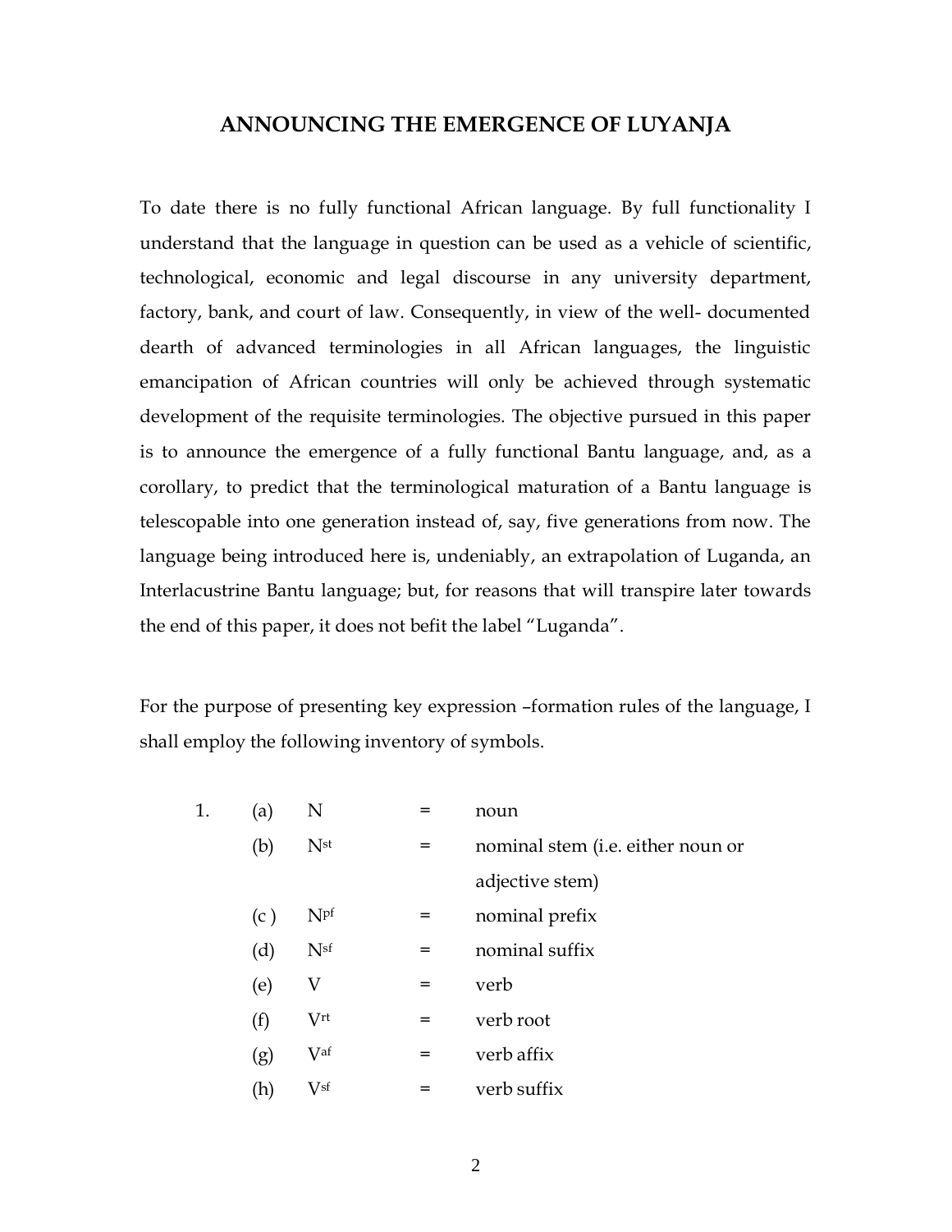## ANNOUNCING THE EMERGENCE OF LUYANJA

To date there is no fully functional African language. By full functionality I understand that the language in question can be used as a vehicle of scientific, technological, economic and legal discourse in any university department, factory, bank, and court of law. Consequently, in view of the well- documented dearth of advanced terminologies in all African languages, the linguistic emancipation of African countries will only be achieved through systematic development of the requisite terminologies. The objective pursued in this paper is to announce the emergence of a fully functional Bantu language, and, as a corollary, to predict that the terminological maturation of a Bantu language is telescopable into one generation instead of, say, five generations from now. The language being introduced here is, undeniably, an extrapolation of Luganda, an Interlacustrine Bantu language; but, for reasons that will transpire later towards the end of this paper, it does not befit the label "Luganda".

For the purpose of presenting key expression –formation rules of the language, I shall employ the following inventory of symbols.

1. (a) $N$ = noun
   (b) $N^{st}$ = nominal stem (i.e. either noun or adjective stem)
   (c ) $N^{pf}$ = nominal prefix
   (d) $N^{sf}$ = nominal suffix
   (e) $V$ = verb
   (f) $V^{rt}$ = verb root
   (g) $V^{af}$ = verb affix
   (h) $V^{sf}$ = verb suffix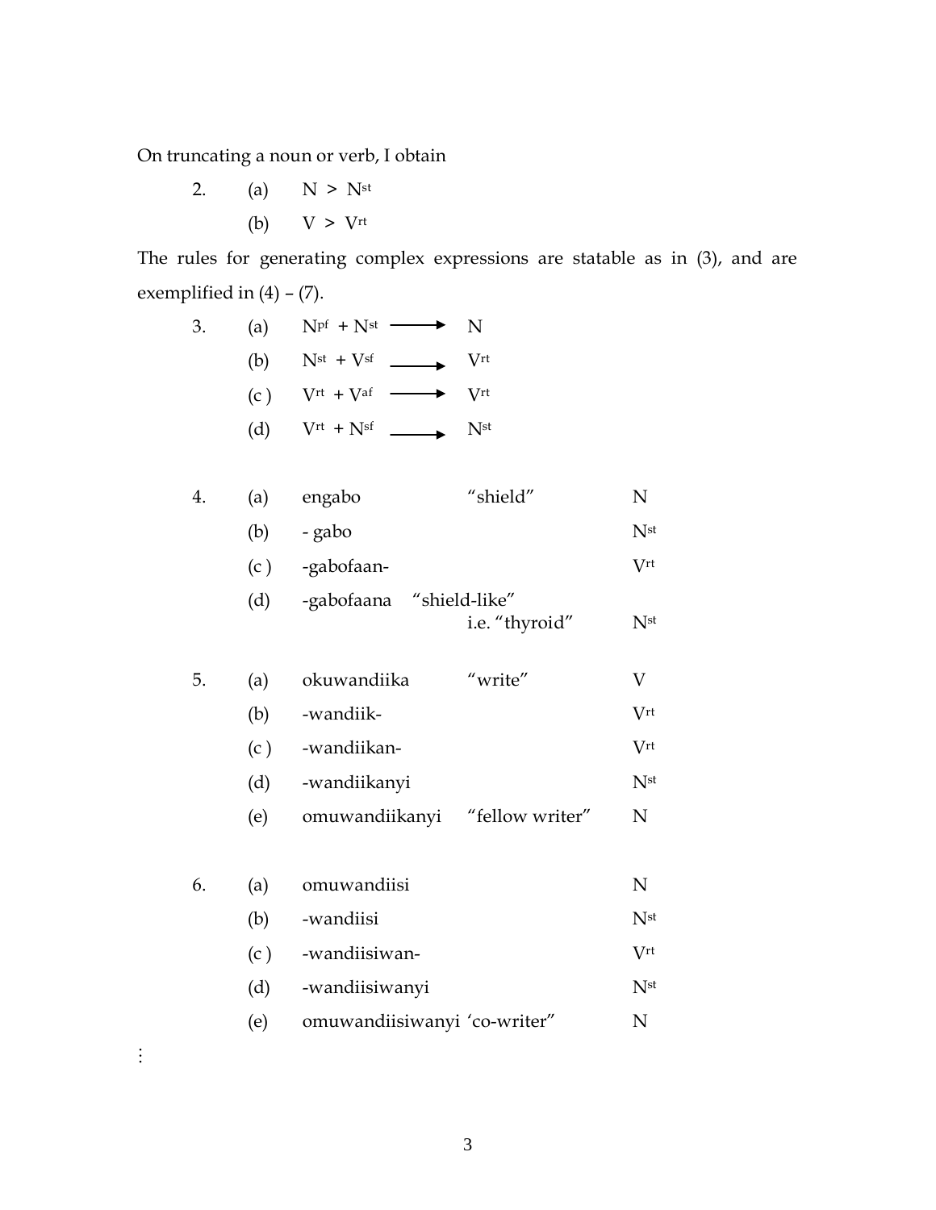On truncating a noun or verb, I obtain

2. (a) $N > N^{st}$

   (b) $V > V^{rt}$

The rules for generating complex expressions are statable as in (3), and are exemplified in (4) – (7).

3. (a) $N^{pf} + N^{st} \longrightarrow N$

   (b) $N^{st} + V^{sf} \longrightarrow V^{rt}$

   (c ) $V^{rt} + V^{af} \longrightarrow V^{rt}$

   (d) $V^{rt} + N^{sf} \longrightarrow N^{st}$

| | | | | |
|---|---|---|---|---|
| 4. | (a) | engabo | “shield” | N |
| | (b) | - gabo | | $N^{st}$ |
| | (c ) | -gabofaan- | | $V^{rt}$ |
| | (d) | -gabofaana | “shield-like” i.e. “thyroid” | $N^{st}$ |
| 5. | (a) | okuwandiika | “write” | V |
| | (b) | -wandiik- | | $V^{rt}$ |
| | (c ) | -wandiikan- | | $V^{rt}$ |
| | (d) | -wandiikanyi | | $N^{st}$ |
| | (e) | omuwandiikanyi | “fellow writer” | N |
| 6. | (a) | omuwandiisi | | N |
| | (b) | -wandiisi | | $N^{st}$ |
| | (c ) | -wandiisiwan- | | $V^{rt}$ |
| | (d) | -wandiisiwanyi | | $N^{st}$ |
| | (e) | omuwandiisiwanyi | ‘co-writer” | N |

⋮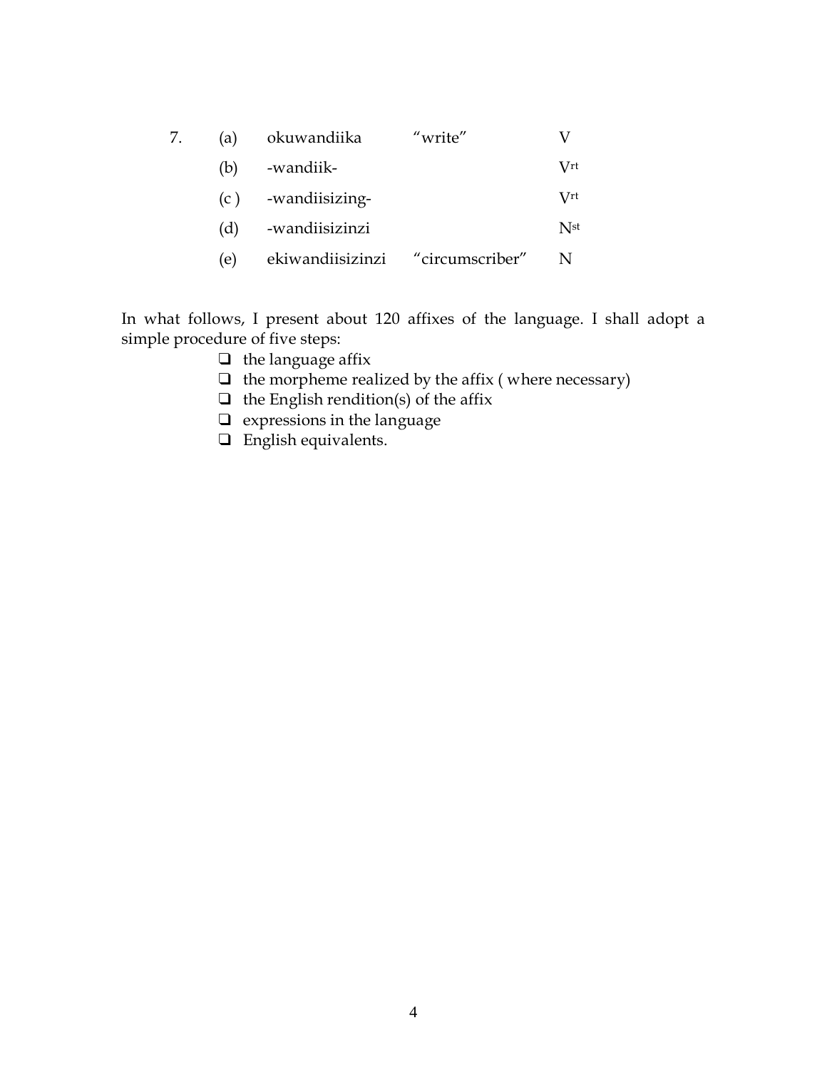7.

| | | | |
|---|---|---|---|
| (a) | okuwandiika | "write" | V |
| (b) | -wandiik- | | $V^{rt}$ |
| (c ) | -wandiisizing- | | $V^{rt}$ |
| (d) | -wandiisizinzi | | $N^{st}$ |
| (e) | ekiwandiisizinzi | "circumscriber" | N |

In what follows, I present about 120 affixes of the language. I shall adopt a simple procedure of five steps:

- the language affix
- the morpheme realized by the affix ( where necessary)
- the English rendition(s) of the affix
- expressions in the language
- English equivalents.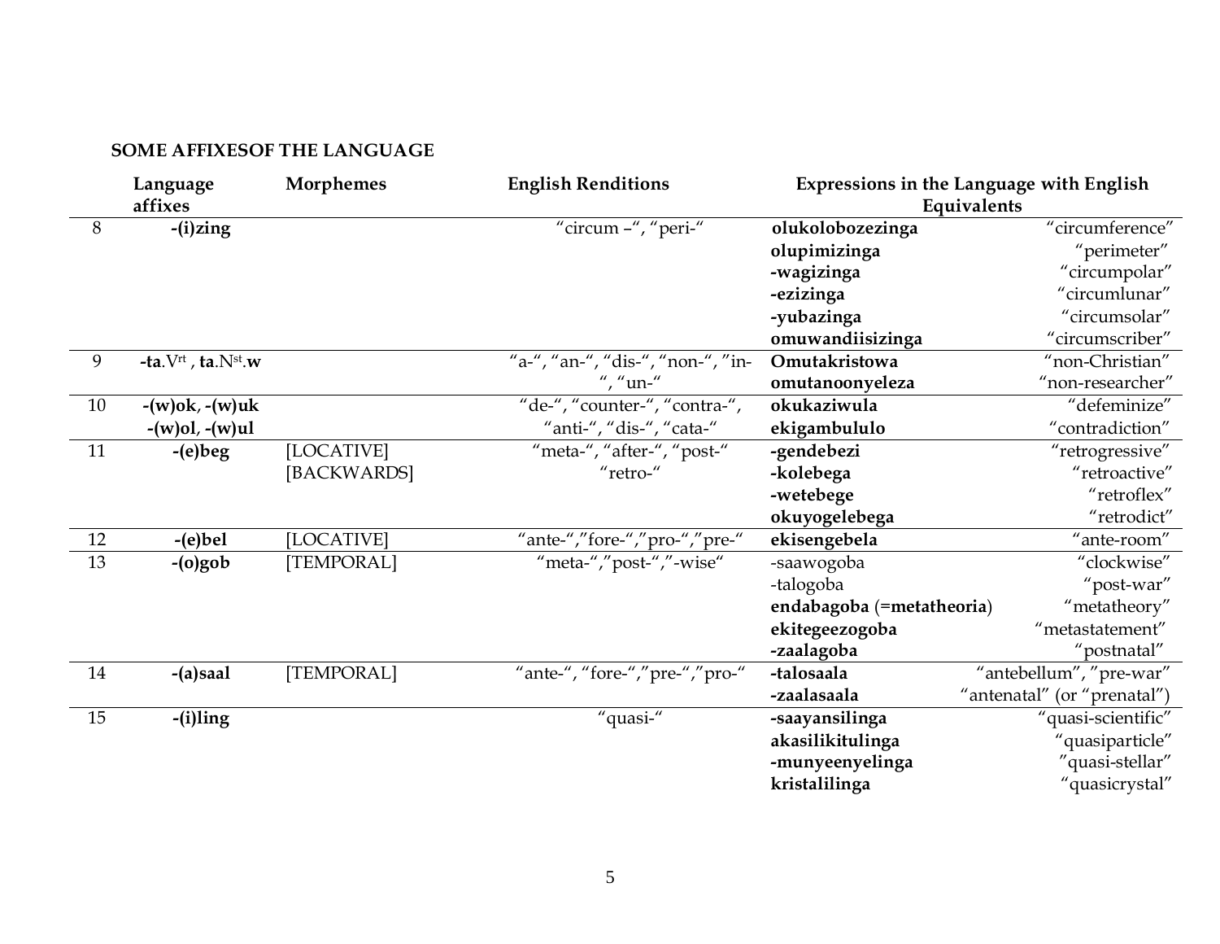**SOME AFFIXESOF THE LANGUAGE**

| | Language affixes | Morphemes | English Renditions | Expressions in the Language with English Equivalents | |
|---|---|---|---|---|---|
| 8 | **-(i)zing** | | "circum –", "peri-" | **olukolobozezinga** | "circumference" |
| | | | | **olupimizinga** | "perimeter" |
| | | | | **-wagizinga** | "circumpolar" |
| | | | | **-ezizinga** | "circumlunar" |
| | | | | **-yubazinga** | "circumsolar" |
| | | | | **omuwandiisizinga** | "circumscriber" |
| 9 | **-ta**.$V^{rt}$ , **ta**.$N^{st}$.**w** | | "a-", "an-", "dis-", "non-", "in-", "un-" | **Omutakristowa** | "non-Christian" |
| | | | | **omutanoonyeleza** | "non-researcher" |
| 10 | **-(w)ok**, **-(w)uk** **-(w)ol**, **-(w)ul** | | "de-", "counter-", "contra-", "anti-", "dis-", "cata-" | **okukaziwula** | "defeminize" |
| | | | | **ekigambululo** | "contradiction" |
| 11 | **-(e)beg** | [LOCATIVE] [BACKWARDS] | "meta-", "after-", "post-" "retro-" | **-gendebezi** | "retrogressive" |
| | | | | **-kolebega** | "retroactive" |
| | | | | **-wetebege** | "retroflex" |
| | | | | **okuyogelebega** | "retrodict" |
| 12 | **-(e)bel** | [LOCATIVE] | "ante-","fore-","pro-","pre-" | **ekisengebela** | "ante-room" |
| 13 | **-(o)gob** | [TEMPORAL] | "meta-","post-","-wise" | -saawogoba | "clockwise" |
| | | | | -talogoba | "post-war" |
| | | | | **endabagoba** (=**metatheoria**) | "metatheory" |
| | | | | **ekitegeezogoba** | "metastatement" |
| | | | | **-zaalagoba** | "postnatal" |
| 14 | **-(a)saal** | [TEMPORAL] | "ante-", "fore-","pre-","pro-" | **-talosaala** | "antebellum", "pre-war" |
| | | | | **-zaalasaala** | "antenatal" (or "prenatal") |
| 15 | **-(i)ling** | | "quasi-" | **-saayansilinga** | "quasi-scientific" |
| | | | | **akasilikitulinga** | "quasiparticle" |
| | | | | **-munyeenyelinga** | "quasi-stellar" |
| | | | | **kristalilinga** | "quasicrystal" |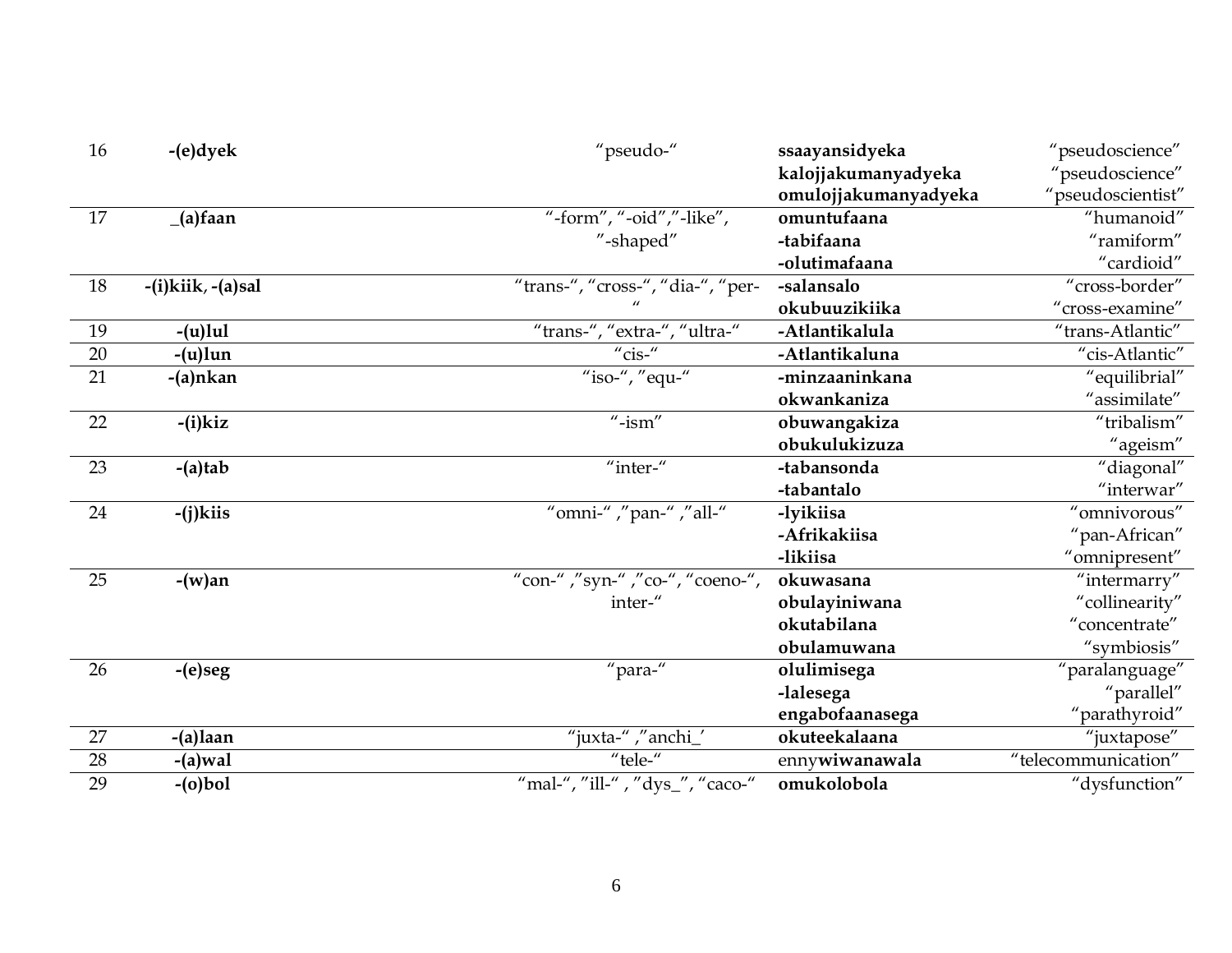| 16 | **-(e)dyek** | "pseudo-" | **ssaayansidyeka**<br>**kalojjakumanyadyeka**<br>**omulojjakumanyadyeka** | "pseudoscience"<br>"pseudoscience"<br>"pseudoscientist" |
|---|---|---|---|---|
| 17 | **_(a)faan** | "-form", "-oid","-like", "-shaped" | **omuntufaana**<br>**-tabifaana**<br>**-olutimafaana** | "humanoid"<br>"ramiform"<br>"cardioid" |
| 18 | **-(i)kiik**, **-(a)sal** | "trans-", "cross-", "dia-", "per-" | **-salansalo**<br>**okubuuzikiika** | "cross-border"<br>"cross-examine" |
| 19 | **-(u)lul** | "trans-", "extra-", "ultra-" | **-Atlantikalula** | "trans-Atlantic" |
| 20 | **-(u)lun** | "cis-" | **-Atlantikaluna** | "cis-Atlantic" |
| 21 | **-(a)nkan** | "iso-", "equ-" | **-minzaaninkana**<br>**okwankaniza** | "equilibrial"<br>"assimilate" |
| 22 | **-(i)kiz** | "-ism" | **obuwangakiza**<br>**obukulukizuza** | "tribalism"<br>"ageism" |
| 23 | **-(a)tab** | "inter-" | **-tabansonda**<br>**-tabantalo** | "diagonal"<br>"interwar" |
| 24 | **-(j)kiis** | "omni-" ,"pan-" ,"all-" | **-lyikiisa**<br>**-Afrikakiisa**<br>**-likiisa** | "omnivorous"<br>"pan-African"<br>"omnipresent" |
| 25 | **-(w)an** | "con-" ,"syn-" ,"co-", "coeno-", inter-" | **okuwasana**<br>**obulayiniwana**<br>**okutabilana**<br>**obulamuwana** | "intermarry"<br>"collinearity"<br>"concentrate"<br>"symbiosis" |
| 26 | **-(e)seg** | "para-" | **olulimisega**<br>**-lalesega**<br>**engabofaanasega** | "paralanguage"<br>"parallel"<br>"parathyroid" |
| 27 | **-(a)laan** | "juxta-" ,"anchi_' | **okuteekalaana** | "juxtapose" |
| 28 | **-(a)wal** | "tele-" | enny**wiwanawala** | "telecommunication" |
| 29 | **-(o)bol** | "mal-", "ill-" , "dys_", "caco-" | **omukolobola** | "dysfunction" |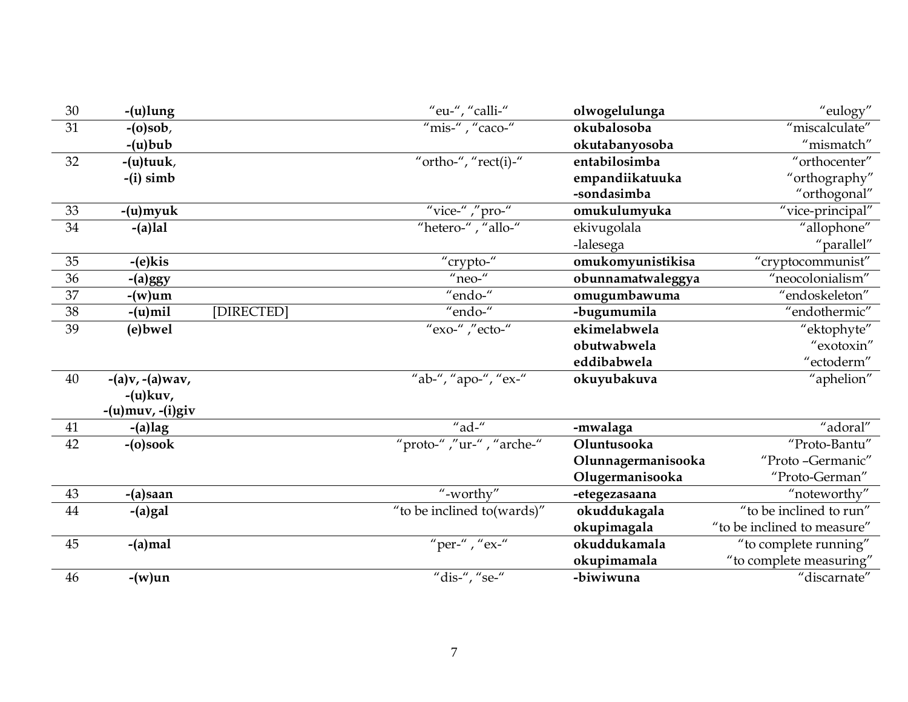| 30 | **-(u)lung** | | "eu-", "calli-" | **olwogelulunga** | "eulogy" |
|---|---|---|---|---|---|
| 31 | **-(o)sob**, **-(u)bub** | | "mis-" , "caco-" | **okubalosoba** **okutabanyosoba** | "miscalculate" "mismatch" |
| 32 | **-(u)tuuk**, **-(i) simb** | | "ortho-", "rect(i)-" | **entabilosimba** **empandiikatuuka** **-sondasimba** | "orthocenter" "orthography" "orthogonal" |
| 33 | **-(u)myuk** | | "vice-" ,"pro-" | **omukulumyuka** | "vice-principal" |
| 34 | **-(a)lal** | | "hetero-" , "allo-" | ekivugolala -lalesega | "allophone" "parallel" |
| 35 | **-(e)kis** | | "crypto-" | **omukomyunistikisa** | "cryptocommunist" |
| 36 | **-(a)ggy** | | "neo-" | **obunnamatwaleggya** | "neocolonialism" |
| 37 | **-(w)um** | | "endo-" | **omugumbawuma** | "endoskeleton" |
| 38 | **-(u)mil** | [DIRECTED] | "endo-" | **-bugumumila** | "endothermic" |
| 39 | **(e)bwel** | | "exo-" ,"ecto-" | **ekimelabwela** **obutwabwela** **eddibabwela** | "ektophyte" "exotoxin" "ectoderm" |
| 40 | **-(a)v, -(a)wav, -(u)kuv, -(u)muv, -(i)giv** | | "ab-", "apo-", "ex-" | **okuyubakuva** | "aphelion" |
| 41 | **-(a)lag** | | "ad-" | **-mwalaga** | "adoral" |
| 42 | **-(o)sook** | | "proto-" ,"ur-" , "arche-" | **Oluntusooka** **Olunnagermanisooka** **Olugermanisooka** | "Proto-Bantu" "Proto –Germanic" "Proto-German" |
| 43 | **-(a)saan** | | "-worthy" | **-etegezasaana** | "noteworthy" |
| 44 | **-(a)gal** | | "to be inclined to(wards)" | **okuddukagala** **okupimagala** | "to be inclined to run" "to be inclined to measure" |
| 45 | **-(a)mal** | | "per-" , "ex-" | **okuddukamala** **okupimamala** | "to complete running" "to complete measuring" |
| 46 | **-(w)un** | | "dis-", "se-" | **-biwiwuna** | "discarnate" |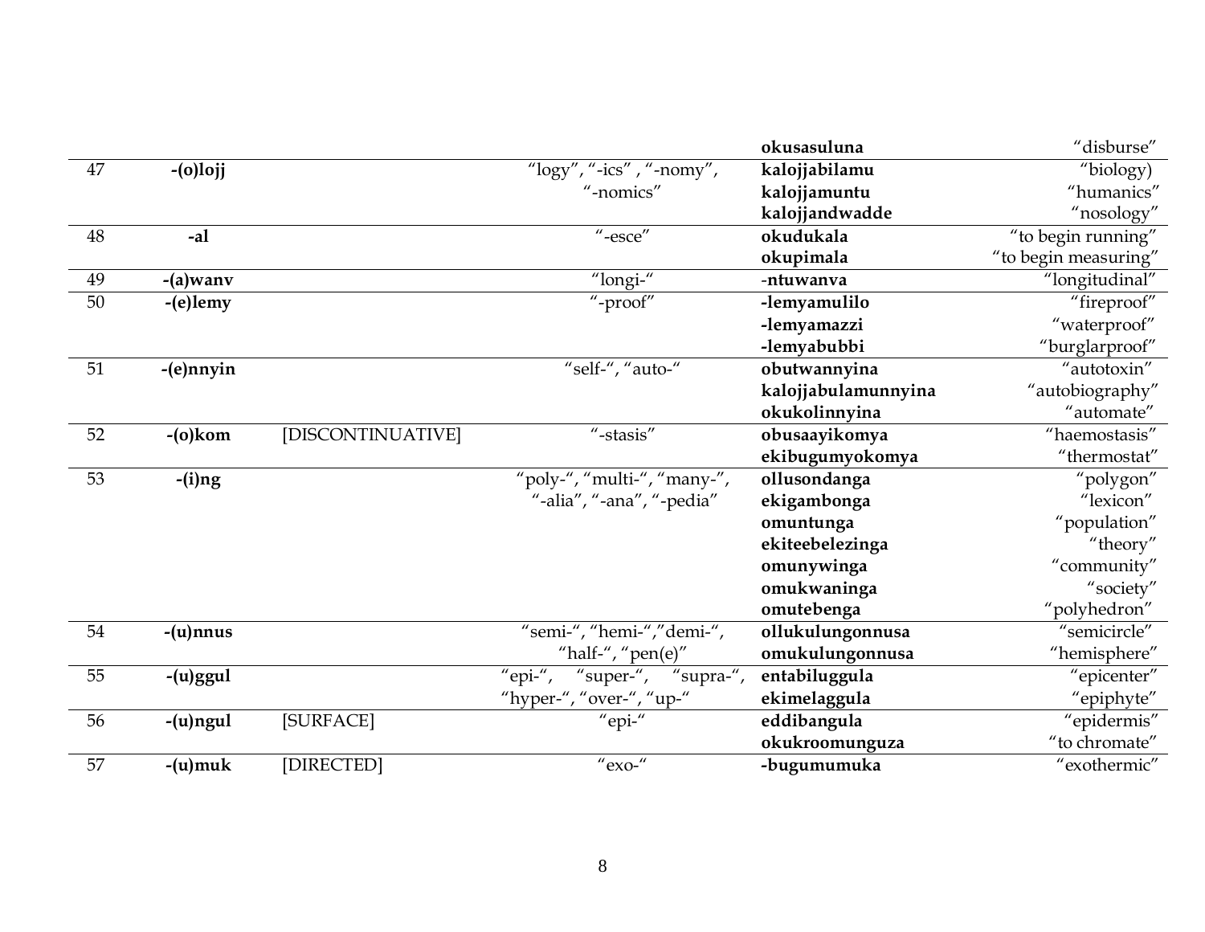| | | | | | |
|---|---|---|---|---|---|
| | | | | **okusasuluna** | "disburse" |
| 47 | **-(o)lojj** | | "logy", "-ics" , "-nomy", "-nomics" | **kalojjabilamu** | "biology) |
| | | | | **kalojjamuntu** | "humanics" |
| | | | | **kalojjandwadde** | "nosology" |
| 48 | **-al** | | "-esce" | **okudukala** | "to begin running" |
| | | | | **okupimala** | "to begin measuring" |
| 49 | **-(a)wanv** | | "longi-" | -**ntuwanva** | "longitudinal" |
| 50 | **-(e)lemy** | | "-proof" | **-lemyamulilo** | "fireproof" |
| | | | | **-lemyamazzi** | "waterproof" |
| | | | | **-lemyabubbi** | "burglarproof" |
| 51 | **-(e)nnyin** | | "self-", "auto-" | **obutwannyina** | "autotoxin" |
| | | | | **kalojjabulamunnyina** | "autobiography" |
| | | | | **okukolinnyina** | "automate" |
| 52 | **-(o)kom** | [DISCONTINUATIVE] | "-stasis" | **obusaayikomya** | "haemostasis" |
| | | | | **ekibugumyokomya** | "thermostat" |
| 53 | **-(i)ng** | | "poly-", "multi-", "many-", "-alia", "-ana", "-pedia" | **ollusondanga** | "polygon" |
| | | | | **ekigambonga** | "lexicon" |
| | | | | **omuntunga** | "population" |
| | | | | **ekiteebelezinga** | "theory" |
| | | | | **omunywinga** | "community" |
| | | | | **omukwaninga** | "society" |
| | | | | **omutebenga** | "polyhedron" |
| 54 | **-(u)nnus** | | "semi-", "hemi-","demi-", "half-", "pen(e)" | **ollukulungonnusa** | "semicircle" |
| | | | | **omukulungonnusa** | "hemisphere" |
| 55 | **-(u)ggul** | | "epi-", "super-", "supra-", "hyper-", "over-", "up-" | **entabiluggula** | "epicenter" |
| | | | | **ekimelaggula** | "epiphyte" |
| 56 | **-(u)ngul** | [SURFACE] | "epi-" | **eddibangula** | "epidermis" |
| | | | | **okukroomunguza** | "to chromate" |
| 57 | **-(u)muk** | [DIRECTED] | "exo-" | **-bugumumuka** | "exothermic" |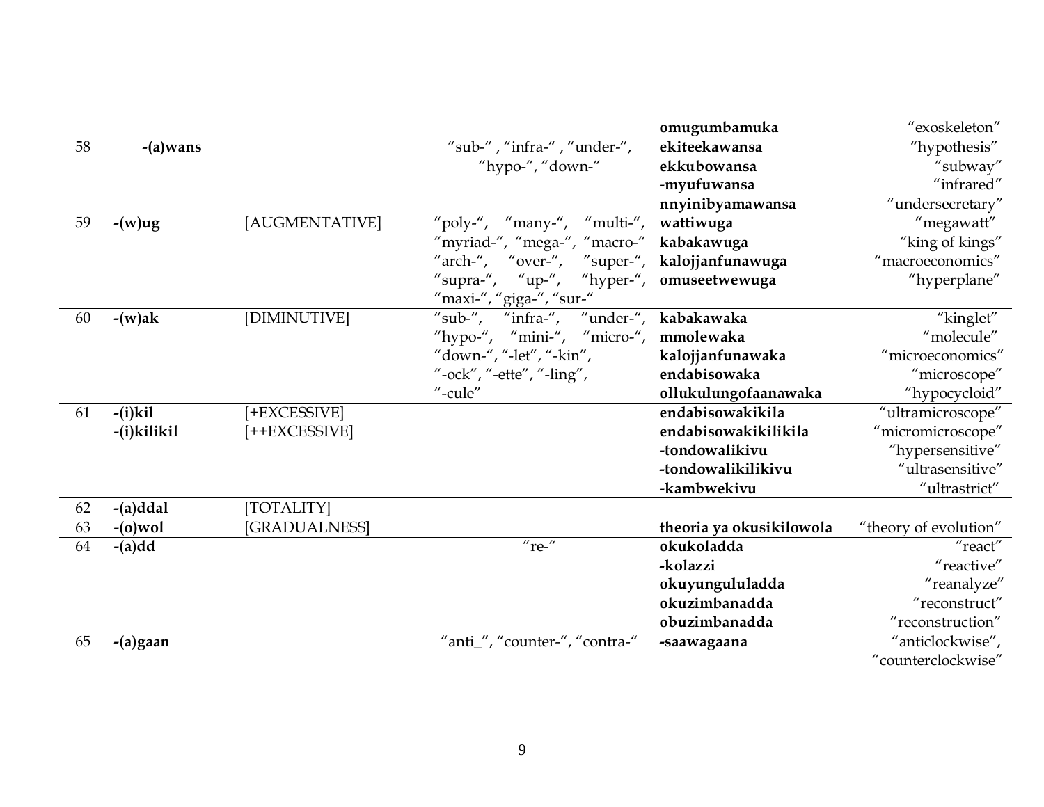| | | | | | |
|---|---|---|---|---|---|
| | | | | **omugumbamuka** | "exoskeleton" |
| 58 | **-(a)wans** | | "sub-" , "infra-" , "under-", "hypo-", "down-" | **ekiteekawansa** | "hypothesis" |
| | | | | **ekkubowansa** | "subway" |
| | | | | **-myufuwansa** | "infrared" |
| | | | | **nnyinibyamawansa** | "undersecretary" |
| 59 | **-(w)ug** | [AUGMENTATIVE] | "poly-", "many-", "multi-", "myriad-", "mega-", "macro-" "arch-", "over-", "super-", "supra-", "up-", "hyper-", "maxi-", "giga-", "sur-" | **wattiwuga** | "megawatt" |
| | | | | **kabakawuga** | "king of kings" |
| | | | | **kalojjanfunawuga** | "macroeconomics" |
| | | | | **omuseetwewuga** | "hyperplane" |
| 60 | **-(w)ak** | [DIMINUTIVE] | "sub-", "infra-", "under-", "hypo-", "mini-", "micro-", "down-", "-let", "-kin", "-ock", "-ette", "-ling", "-cule" | **kabakawaka** | "kinglet" |
| | | | | **mmolewaka** | "molecule" |
| | | | | **kalojjanfunawaka** | "microeconomics" |
| | | | | **endabisowaka** | "microscope" |
| | | | | **ollukulungofaanawaka** | "hypocycloid" |
| 61 | **-(i)kil** | [+EXCESSIVE] | | **endabisowakikila** | "ultramicroscope" |
| | **-(i)kilikil** | [++EXCESSIVE] | | **endabisowakikilikila** | "micromicroscope" |
| | | | | **-tondowalikivu** | "hypersensitive" |
| | | | | **-tondowalikilikivu** | "ultrasensitive" |
| | | | | **-kambwekivu** | "ultrastrict" |
| 62 | **-(a)ddal** | [TOTALITY] | | | |
| 63 | **-(o)wol** | [GRADUALNESS] | | **theoria ya okusikilowola** | "theory of evolution" |
| 64 | **-(a)dd** | | "re-" | **okukoladda** | "react" |
| | | | | **-kolazzi** | "reactive" |
| | | | | **okuyungululadda** | "reanalyze" |
| | | | | **okuzimbanadda** | "reconstruct" |
| | | | | **obuzimbanadda** | "reconstruction" |
| 65 | **-(a)gaan** | | "anti_", "counter-", "contra-" | **-saawagaana** | "anticlockwise", "counterclockwise" |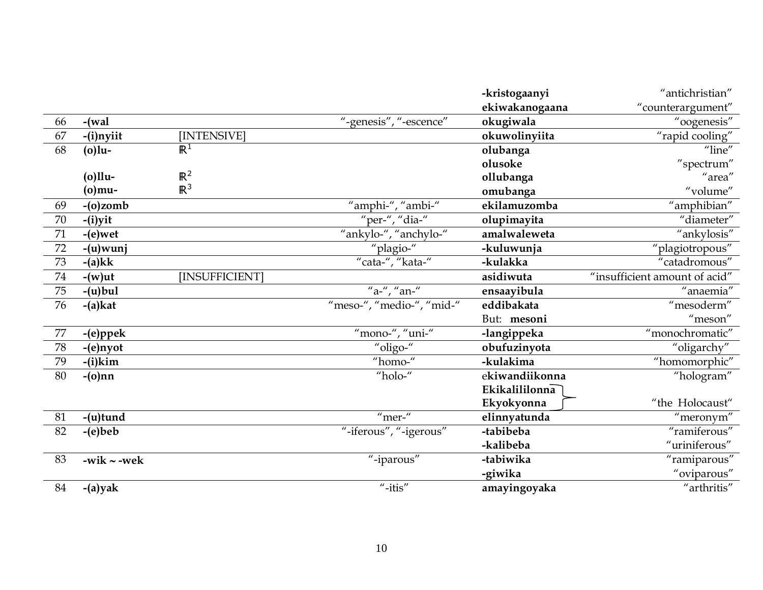| | | | | | |
|---|---|---|---|---|---|
| | | | | **-kristogaanyi** | "antichristian" |
| | | | | **ekiwakanogaana** | "counterargument" |
| 66 | **-(wal** | | "-genesis", "-escence" | **okugiwala** | "oogenesis" |
| 67 | **-(i)nyiit** | [INTENSIVE] | | **okuwolinyiita** | "rapid cooling" |
| 68 | **(o)lu-** | $\mathbb{R}^1$ | | **olubanga** | "line" |
| | | | | **olusoke** | "spectrum" |
| | **(o)llu-** | $\mathbb{R}^2$ | | **ollubanga** | "area" |
| | **(o)mu-** | $\mathbb{R}^3$ | | **omubanga** | "volume" |
| 69 | **-(o)zomb** | | "amphi-", "ambi-" | **ekilamuzomba** | "amphibian" |
| 70 | **-(i)yit** | | "per-", "dia-" | **olupimayita** | "diameter" |
| 71 | **-(e)wet** | | "ankylo-", "anchylo-" | **amalwaleweta** | "ankylosis" |
| 72 | **-(u)wunj** | | "plagio-" | **-kuluwunja** | "plagiotropous" |
| 73 | **-(a)kk** | | "cata-", "kata-" | **-kulakka** | "catadromous" |
| 74 | **-(w)ut** | [INSUFFICIENT] | | **asidiwuta** | "insufficient amount of acid" |
| 75 | **-(u)bul** | | "a-", "an-" | **ensaayibula** | "anaemia" |
| 76 | **-(a)kat** | | "meso-", "medio-", "mid-" | **eddibakata** | "mesoderm" |
| | | | | But: **mesoni** | "meson" |
| 77 | **-(e)ppek** | | "mono-", "uni-" | **-langippeka** | "monochromatic" |
| 78 | **-(e)nyot** | | "oligo-" | **obufuzinyota** | "oligarchy" |
| 79 | **-(i)kim** | | "homo-" | **-kulakima** | "homomorphic" |
| 80 | **-(o)nn** | | "holo-" | e**kiwandiikonna** | "hologram" |
| | | | | **Ekikalililonna** / **Ekyokyonna** | "the Holocaust" |
| 81 | **-(u)tund** | | "mer-" | **elinnyatunda** | "meronym" |
| 82 | **-(e)beb** | | "-iferous", "-igerous" | **-tabibeba** | "ramiferous" |
| | | | | **-kalibeba** | "uriniferous" |
| 83 | **-wik ~ -wek** | | "-iparous" | **-tabiwika** | "ramiparous" |
| | | | | **-giwika** | "oviparous" |
| 84 | **-(a)yak** | | "-itis" | **amayingoyaka** | "arthritis" |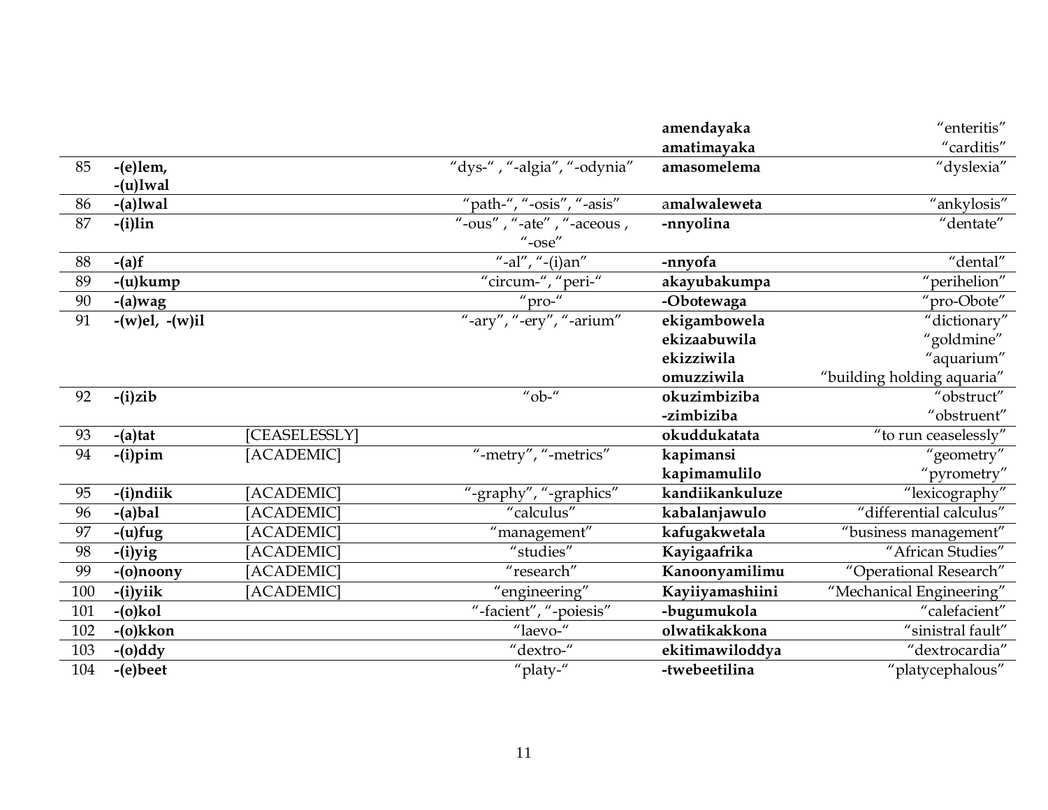| | | | | |
|---|---|---|---|---|
| | | | **amendayaka** | "enteritis" |
| | | | **amatimayaka** | "carditis" |
| 85 | **-(e)lem, -(u)lwal** | | "dys-", "-algia", "-odynia" | **amasomelema** | "dyslexia" |
| 86 | **-(a)lwal** | | "path-", "-osis", "-asis" | a**malwaleweta** | "ankylosis" |
| 87 | **-(i)lin** | | "-ous", "-ate", "-aceous, "-ose" | **-nnyolina** | "dentate" |
| 88 | **-(a)f** | | "-al", "-(i)an" | **-nnyofa** | "dental" |
| 89 | **-(u)kump** | | "circum-", "peri-" | **akayubakumpa** | "perihelion" |
| 90 | **-(a)wag** | | "pro-" | **-Obotewaga** | "pro-Obote" |
| 91 | **-(w)el, -(w)il** | | "-ary", "-ery", "-arium" | **ekigambowela** | "dictionary" |
| | | | | **ekizaabuwila** | "goldmine" |
| | | | | **ekizziwila** | "aquarium" |
| | | | | **omuzziwila** | "building holding aquaria" |
| 92 | **-(i)zib** | | "ob-" | **okuzimbiziba** | "obstruct" |
| | | | | **-zimbiziba** | "obstruent" |
| 93 | **-(a)tat** | [CEASELESSLY] | | **okuddukatata** | "to run ceaselessly" |
| 94 | **-(i)pim** | [ACADEMIC] | "-metry", "-metrics" | **kapimansi** | "geometry" |
| | | | | **kapimamulilo** | "pyrometry" |
| 95 | **-(i)ndiik** | [ACADEMIC] | "-graphy", "-graphics" | **kandiikankuluze** | "lexicography" |
| 96 | **-(a)bal** | [ACADEMIC] | "calculus" | **kabalanjawulo** | "differential calculus" |
| 97 | **-(u)fug** | [ACADEMIC] | "management" | **kafugakwetala** | "business management" |
| 98 | **-(i)yig** | [ACADEMIC] | "studies" | **Kayigaafrika** | "African Studies" |
| 99 | **-(o)noony** | [ACADEMIC] | "research" | **Kanoonyamilimu** | "Operational Research" |
| 100 | **-(i)yiik** | [ACADEMIC] | "engineering" | **Kayiiyamashiini** | "Mechanical Engineering" |
| 101 | **-(o)kol** | | "-facient", "-poiesis" | **-bugumukola** | "calefacient" |
| 102 | **-(o)kkon** | | "laevo-" | **olwatikakkona** | "sinistral fault" |
| 103 | **-(o)ddy** | | "dextro-" | **ekitimawiloddya** | "dextrocardia" |
| 104 | **-(e)beet** | | "platy-" | **-twebeetilina** | "platycephalous" |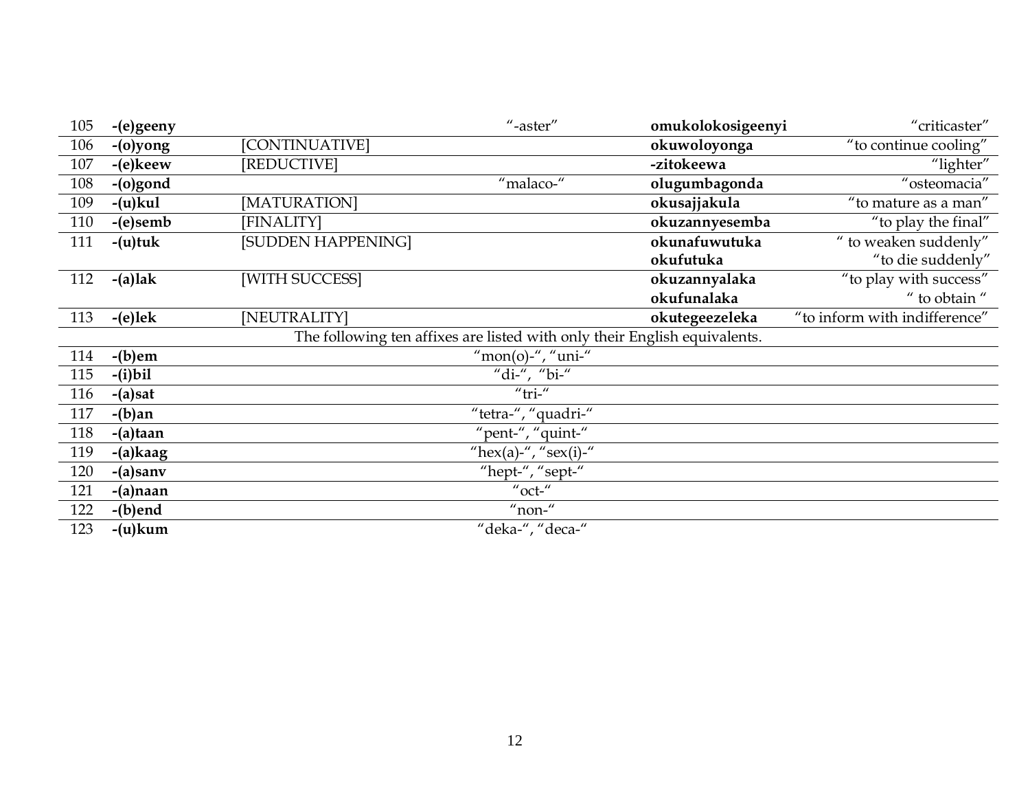| | | | | | |
|---|---|---|---|---|---|
| 105 | **-(e)geeny** | | "-aster" | **omukolokosigeenyi** | "criticaster" |
| 106 | **-(o)yong** | [CONTINUATIVE] | | **okuwoloyonga** | "to continue cooling" |
| 107 | **-(e)keew** | [REDUCTIVE] | | **-zitokeewa** | "lighter" |
| 108 | **-(o)gond** | | "malaco-" | **olugumbagonda** | "osteomacia" |
| 109 | **-(u)kul** | [MATURATION] | | **okusajjakula** | "to mature as a man" |
| 110 | **-(e)semb** | [FINALITY] | | **okuzannyesemba** | "to play the final" |
| 111 | **-(u)tuk** | [SUDDEN HAPPENING] | | **okunafuwutuka**<br>**okufutuka** | " to weaken suddenly"<br>"to die suddenly" |
| 112 | **-(a)lak** | [WITH SUCCESS] | | **okuzannyalaka**<br>**okufunalaka** | "to play with success"<br>" to obtain " |
| 113 | **-(e)lek** | [NEUTRALITY] | | **okutegeezeleka** | "to inform with indifference" |
| | | The following ten affixes are listed with only their English equivalents. | | | |
| 114 | **-(b)em** | | "mon(o)-", "uni-" | | |
| 115 | **-(i)bil** | | "di-", "bi-" | | |
| 116 | **-(a)sat** | | "tri-" | | |
| 117 | **-(b)an** | | "tetra-", "quadri-" | | |
| 118 | **-(a)taan** | | "pent-", "quint-" | | |
| 119 | **-(a)kaag** | | "hex(a)-", "sex(i)-" | | |
| 120 | **-(a)sanv** | | "hept-", "sept-" | | |
| 121 | **-(a)naan** | | "oct-" | | |
| 122 | **-(b)end** | | "non-" | | |
| 123 | **-(u)kum** | | "deka-", "deca-" | | |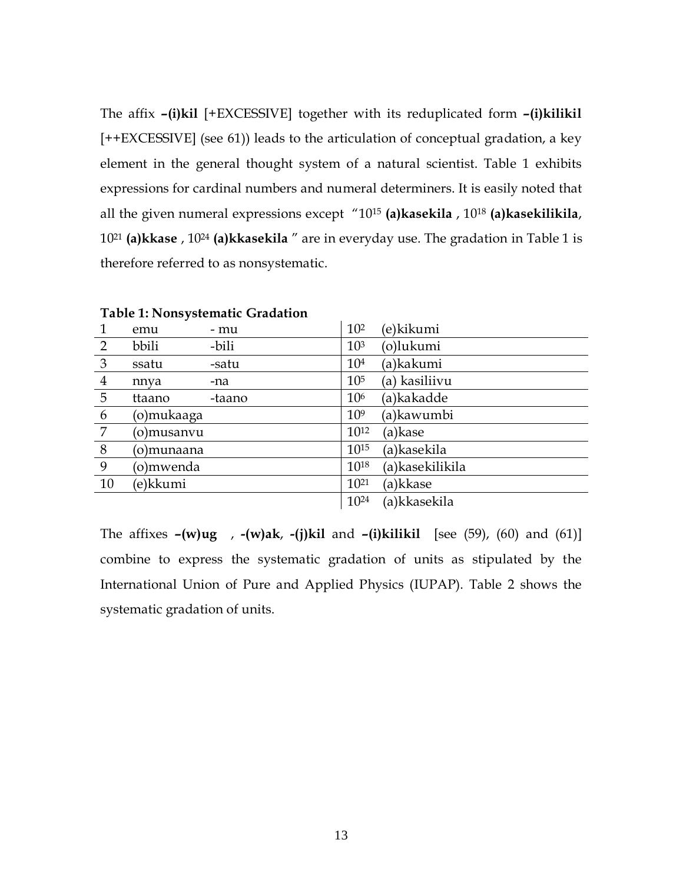The affix **–(i)kil** [+EXCESSIVE] together with its reduplicated form **–(i)kilikil** [++EXCESSIVE] (see 61)) leads to the articulation of conceptual gradation, a key element in the general thought system of a natural scientist. Table 1 exhibits expressions for cardinal numbers and numeral determiners. It is easily noted that all the given numeral expressions except "$10^{15}$ **(a)kasekila** , $10^{18}$ **(a)kasekilikila**, $10^{21}$ **(a)kkase** , $10^{24}$ **(a)kkasekila** " are in everyday use. The gradation in Table 1 is therefore referred to as nonsystematic.

**Table 1: Nonsystematic Gradation**

| | | | | |
|---|---|---|---|---|
| 1 | emu | - mu | $10^2$ | (e)kikumi |
| 2 | bbili | -bili | $10^3$ | (o)lukumi |
| 3 | ssatu | -satu | $10^4$ | (a)kakumi |
| 4 | nnya | -na | $10^5$ | (a) kasiliivu |
| 5 | ttaano | -taano | $10^6$ | (a)kakadde |
| 6 | (o)mukaaga | | $10^9$ | (a)kawumbi |
| 7 | (o)musanvu | | $10^{12}$ | (a)kase |
| 8 | (o)munaana | | $10^{15}$ | (a)kasekila |
| 9 | (o)mwenda | | $10^{18}$ | (a)kasekilikila |
| 10 | (e)kkumi | | $10^{21}$ | (a)kkase |
| | | | $10^{24}$ | (a)kkasekila |

The affixes **–(w)ug** , **-(w)ak**, **-(j)kil** and **–(i)kilikil** [see (59), (60) and (61)] combine to express the systematic gradation of units as stipulated by the International Union of Pure and Applied Physics (IUPAP). Table 2 shows the systematic gradation of units.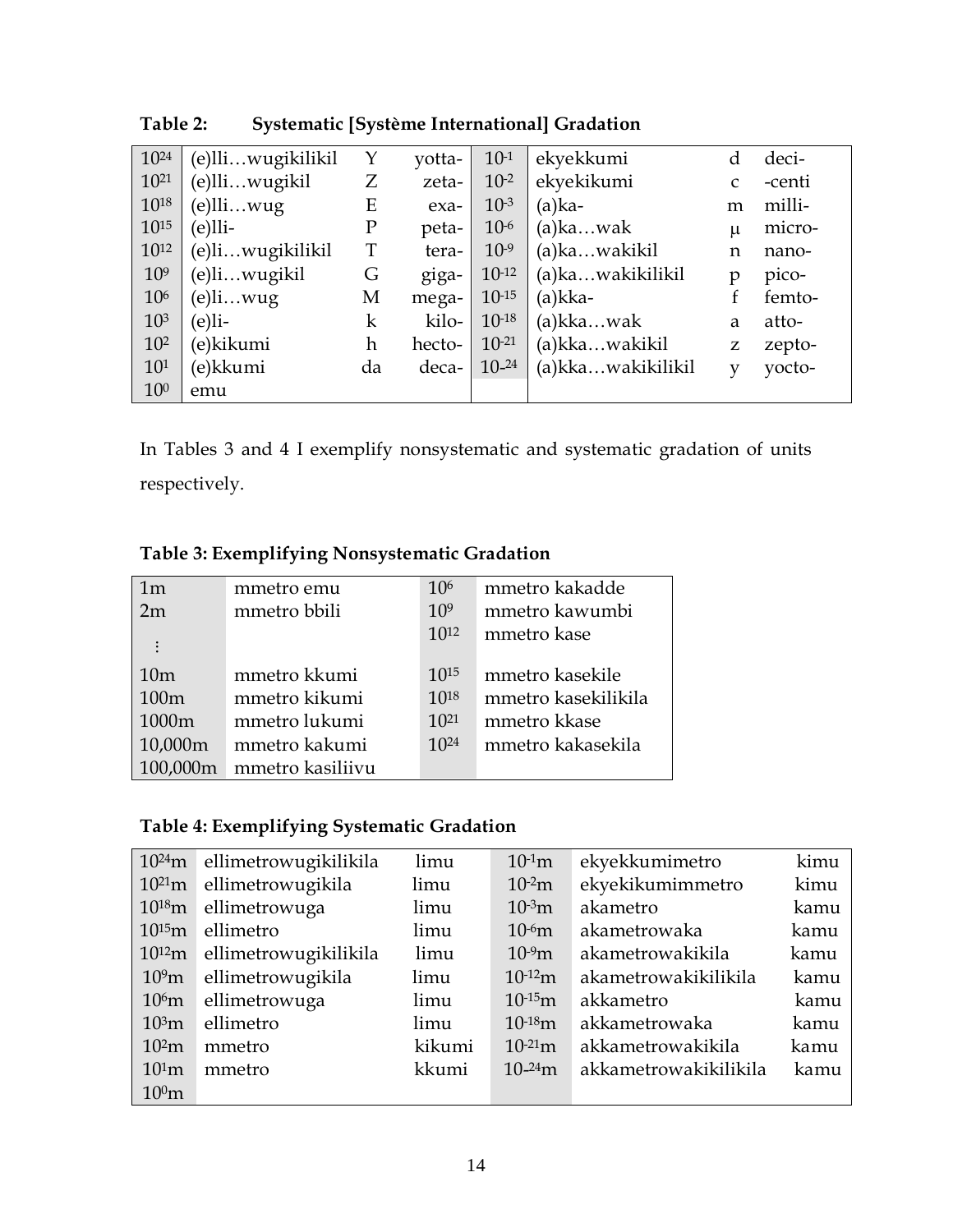**Table 2: Systematic [Système International] Gradation**

| | | | | | | | |
|---|---|---|---|---|---|---|---|
| $10^{24}$ | (e)lli…wugikilikil | Y | yotta- | $10^{-1}$ | ekyekkumi | d | deci- |
| $10^{21}$ | (e)lli…wugikil | Z | zeta- | $10^{-2}$ | ekyekikumi | c | -centi |
| $10^{18}$ | (e)lli…wug | E | exa- | $10^{-3}$ | (a)ka- | m | milli- |
| $10^{15}$ | (e)lli- | P | peta- | $10^{-6}$ | (a)ka…wak | μ | micro- |
| $10^{12}$ | (e)li…wugikilikil | T | tera- | $10^{-9}$ | (a)ka…wakikil | n | nano- |
| $10^{9}$ | (e)li…wugikil | G | giga- | $10^{-12}$ | (a)ka…wakikilikil | p | pico- |
| $10^{6}$ | (e)li…wug | M | mega- | $10^{-15}$ | (a)kka- | f | femto- |
| $10^{3}$ | (e)li- | k | kilo- | $10^{-18}$ | (a)kka…wak | a | atto- |
| $10^{2}$ | (e)kikumi | h | hecto- | $10^{-21}$ | (a)kka…wakikil | z | zepto- |
| $10^{1}$ | (e)kkumi | da | deca- | $10^{-24}$ | (a)kka…wakikilikil | y | yocto- |
| $10^{0}$ | emu | | | | | | |

In Tables 3 and 4 I exemplify nonsystematic and systematic gradation of units respectively.

**Table 3: Exemplifying Nonsystematic Gradation**

| | | | |
|---|---|---|---|
| 1m | mmetro emu | $10^{6}$ | mmetro kakadde |
| 2m | mmetro bbili | $10^{9}$ | mmetro kawumbi |
| ⋮ | | $10^{12}$ | mmetro kase |
| 10m | mmetro kkumi | $10^{15}$ | mmetro kasekile |
| 100m | mmetro kikumi | $10^{18}$ | mmetro kasekilikila |
| 1000m | mmetro lukumi | $10^{21}$ | mmetro kkase |
| 10,000m | mmetro kakumi | $10^{24}$ | mmetro kakasekila |
| 100,000m | mmetro kasiliivu | | |

**Table 4: Exemplifying Systematic Gradation**

| | | | | | |
|---|---|---|---|---|---|
| $10^{24}$m | ellimetrowugikilikila | limu | $10^{-1}$m | ekyekkumimetro | kimu |
| $10^{21}$m | ellimetrowugikila | limu | $10^{-2}$m | ekyekikumimmetro | kimu |
| $10^{18}$m | ellimetrowuga | limu | $10^{-3}$m | akametro | kamu |
| $10^{15}$m | ellimetro | limu | $10^{-6}$m | akametrowaka | kamu |
| $10^{12}$m | ellimetrowugikilikila | limu | $10^{-9}$m | akametrowakikila | kamu |
| $10^{9}$m | ellimetrowugikila | limu | $10^{-12}$m | akametrowakikilikila | kamu |
| $10^{6}$m | ellimetrowuga | limu | $10^{-15}$m | akkametro | kamu |
| $10^{3}$m | ellimetro | limu | $10^{-18}$m | akkametrowaka | kamu |
| $10^{2}$m | mmetro | kikumi | $10^{-21}$m | akkametrowakikila | kamu |
| $10^{1}$m | mmetro | kkumi | $10^{-24}$m | akkametrowakikilikila | kamu |
| $10^{0}$m | | | | | |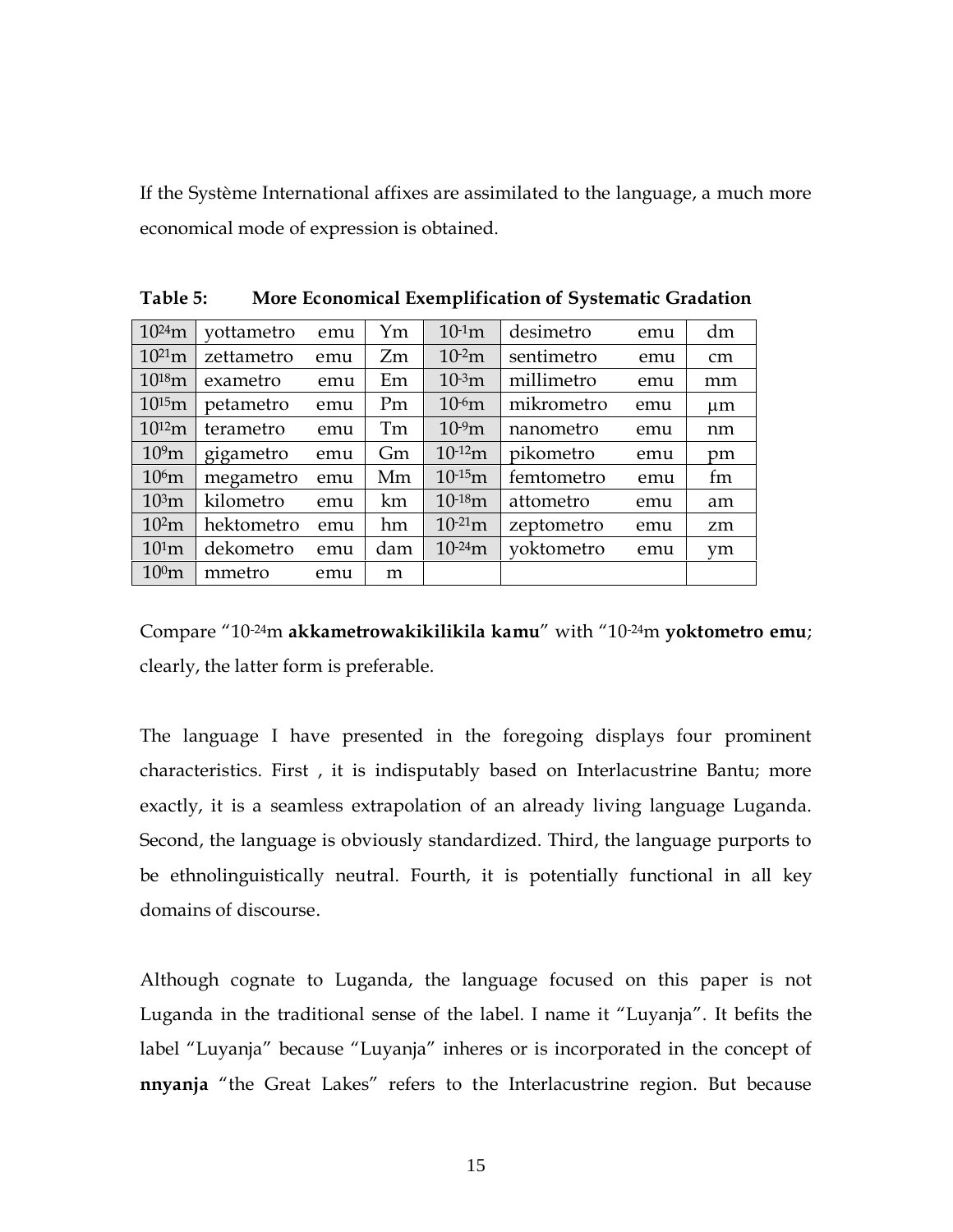If the Système International affixes are assimilated to the language, a much more economical mode of expression is obtained.

**Table 5: More Economical Exemplification of Systematic Gradation**

| | | | | | | | |
|---|---|---|---|---|---|---|---|
| $10^{24}$m | yottametro | emu | Ym | $10^{-1}$m | desimetro | emu | dm |
| $10^{21}$m | zettametro | emu | Zm | $10^{-2}$m | sentimetro | emu | cm |
| $10^{18}$m | exametro | emu | Em | $10^{-3}$m | millimetro | emu | mm |
| $10^{15}$m | petametro | emu | Pm | $10^{-6}$m | mikrometro | emu | μm |
| $10^{12}$m | terametro | emu | Tm | $10^{-9}$m | nanometro | emu | nm |
| $10^{9}$m | gigametro | emu | Gm | $10^{-12}$m | pikometro | emu | pm |
| $10^{6}$m | megametro | emu | Mm | $10^{-15}$m | femtometro | emu | fm |
| $10^{3}$m | kilometro | emu | km | $10^{-18}$m | attometro | emu | am |
| $10^{2}$m | hektometro | emu | hm | $10^{-21}$m | zeptometro | emu | zm |
| $10^{1}$m | dekometro | emu | dam | $10^{-24}$m | yoktometro | emu | ym |
| $10^{0}$m | mmetro | emu | m | | | | |

Compare "$10^{-24}$m **akkametrowakikilikila kamu**" with "$10^{-24}$m **yoktometro emu**; clearly, the latter form is preferable.

The language I have presented in the foregoing displays four prominent characteristics. First , it is indisputably based on Interlacustrine Bantu; more exactly, it is a seamless extrapolation of an already living language Luganda. Second, the language is obviously standardized. Third, the language purports to be ethnolinguistically neutral. Fourth, it is potentially functional in all key domains of discourse.

Although cognate to Luganda, the language focused on this paper is not Luganda in the traditional sense of the label. I name it "Luyanja". It befits the label "Luyanja" because "Luyanja" inheres or is incorporated in the concept of **nnyanja** "the Great Lakes" refers to the Interlacustrine region. But because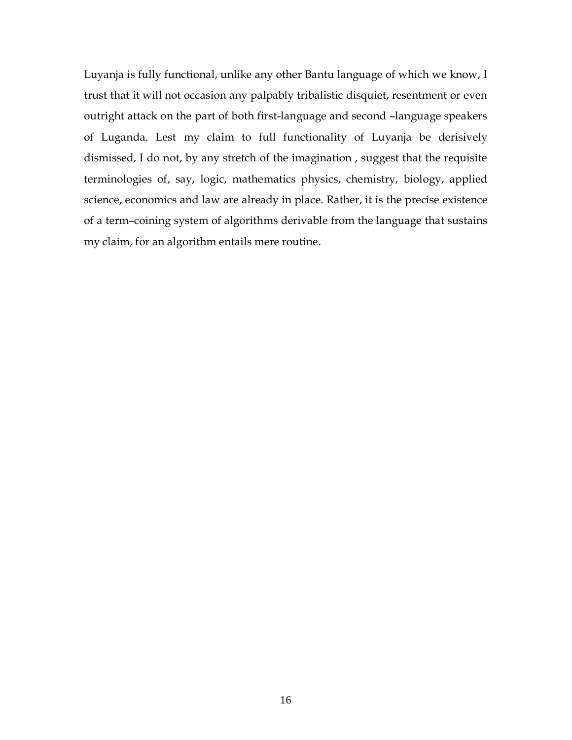Luyanja is fully functional, unlike any other Bantu language of which we know, I trust that it will not occasion any palpably tribalistic disquiet, resentment or even outright attack on the part of both first-language and second –language speakers of Luganda. Lest my claim to full functionality of Luyanja be derisively dismissed, I do not, by any stretch of the imagination , suggest that the requisite terminologies of, say, logic, mathematics physics, chemistry, biology, applied science, economics and law are already in place. Rather, it is the precise existence of a term–coining system of algorithms derivable from the language that sustains my claim, for an algorithm entails mere routine.